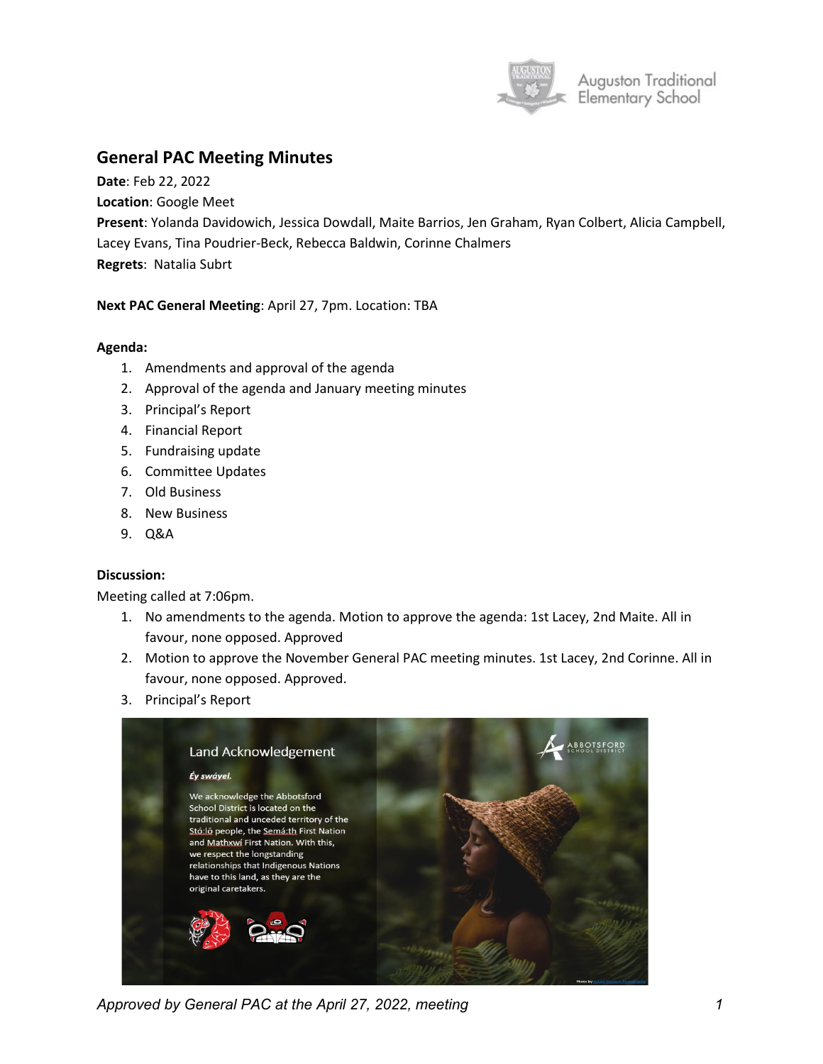## General PAC Meeting Minutes

**Date**: Feb 22, 2022

**Location**: Google Meet

**Present**: Yolanda Davidowich, Jessica Dowdall, Maite Barrios, Jen Graham, Ryan Colbert, Alicia Campbell, Lacey Evans, Tina Poudrier-Beck, Rebecca Baldwin, Corinne Chalmers

**Regrets**: Natalia Subrt

**Next PAC General Meeting**: April 27, 7pm. Location: TBA

**Agenda:**

1. Amendments and approval of the agenda
2. Approval of the agenda and January meeting minutes
3. Principal's Report
4. Financial Report
5. Fundraising update
6. Committee Updates
7. Old Business
8. New Business
9. Q&A

**Discussion:**

Meeting called at 7:06pm.

1. No amendments to the agenda. Motion to approve the agenda: 1st Lacey, 2nd Maite. All in favour, none opposed. Approved
2. Motion to approve the November General PAC meeting minutes. 1st Lacey, 2nd Corinne. All in favour, none opposed. Approved.
3. Principal's Report

Land Acknowledgement

*Éy swáyel.*

We acknowledge the Abbotsford School District is located on the traditional and unceded territory of the Stó:lō people, the Semá:th First Nation and Mathxwí First Nation. With this, we respect the longstanding relationships that Indigenous Nations have to this land, as they are the original caretakers.

*Approved by General PAC at the April 27, 2022, meeting*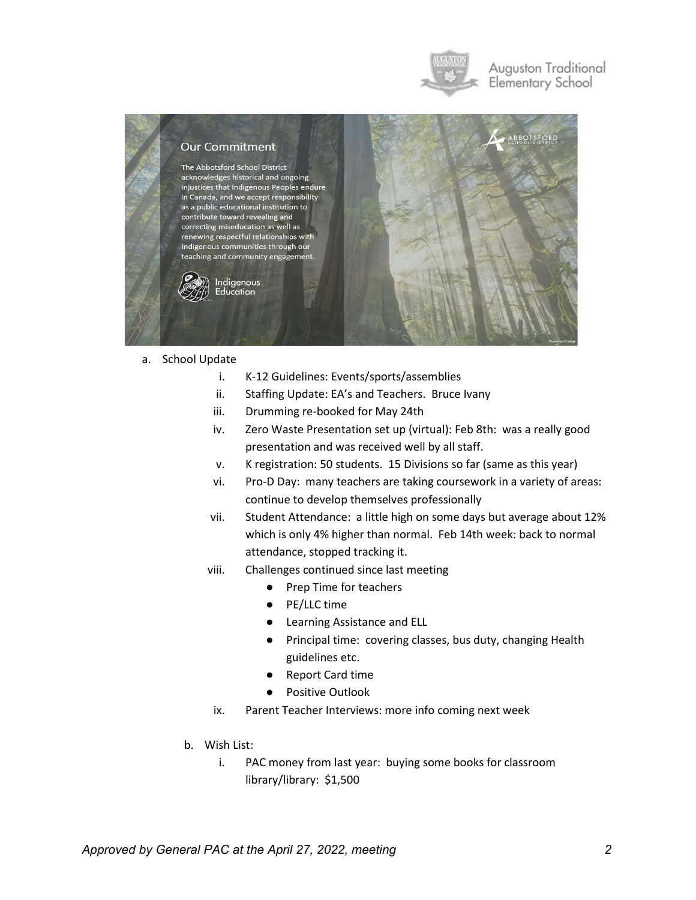### Our Commitment

The Abbotsford School District acknowledges historical and ongoing injustices that Indigenous Peoples endure in Canada, and we accept responsibility as a public educational institution to contribute toward revealing and correcting miseducation as well as renewing respectful relationships with Indigenous communities through our teaching and community engagement.

Indigenous Education

a. School Update
   i. K-12 Guidelines: Events/sports/assemblies
   ii. Staffing Update: EA's and Teachers. Bruce Ivany
   iii. Drumming re-booked for May 24th
   iv. Zero Waste Presentation set up (virtual): Feb 8th: was a really good presentation and was received well by all staff.
   v. K registration: 50 students. 15 Divisions so far (same as this year)
   vi. Pro-D Day: many teachers are taking coursework in a variety of areas: continue to develop themselves professionally
   vii. Student Attendance: a little high on some days but average about 12% which is only 4% higher than normal. Feb 14th week: back to normal attendance, stopped tracking it.
   viii. Challenges continued since last meeting
      - Prep Time for teachers
      - PE/LLC time
      - Learning Assistance and ELL
      - Principal time: covering classes, bus duty, changing Health guidelines etc.
      - Report Card time
      - Positive Outlook
   ix. Parent Teacher Interviews: more info coming next week

b. Wish List:
   i. PAC money from last year: buying some books for classroom library/library: $1,500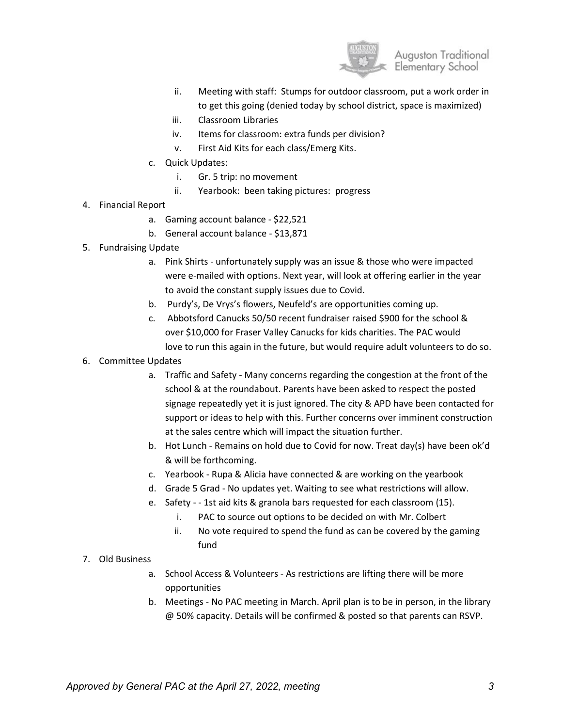ii. Meeting with staff: Stumps for outdoor classroom, put a work order in to get this going (denied today by school district, space is maximized)
   iii. Classroom Libraries
   iv. Items for classroom: extra funds per division?
   v. First Aid Kits for each class/Emerg Kits.

c. Quick Updates:
   i. Gr. 5 trip: no movement
   ii. Yearbook: been taking pictures: progress

4. Financial Report
   a. Gaming account balance - $22,521
   b. General account balance - $13,871

5. Fundraising Update
   a. Pink Shirts - unfortunately supply was an issue & those who were impacted were e-mailed with options. Next year, will look at offering earlier in the year to avoid the constant supply issues due to Covid.
   b. Purdy's, De Vrys's flowers, Neufeld's are opportunities coming up.
   c. Abbotsford Canucks 50/50 recent fundraiser raised $900 for the school & over $10,000 for Fraser Valley Canucks for kids charities. The PAC would love to run this again in the future, but would require adult volunteers to do so.

6. Committee Updates
   a. Traffic and Safety - Many concerns regarding the congestion at the front of the school & at the roundabout. Parents have been asked to respect the posted signage repeatedly yet it is just ignored. The city & APD have been contacted for support or ideas to help with this. Further concerns over imminent construction at the sales centre which will impact the situation further.
   b. Hot Lunch - Remains on hold due to Covid for now. Treat day(s) have been ok'd & will be forthcoming.
   c. Yearbook - Rupa & Alicia have connected & are working on the yearbook
   d. Grade 5 Grad - No updates yet. Waiting to see what restrictions will allow.
   e. Safety - - 1st aid kits & granola bars requested for each classroom (15).
      i. PAC to source out options to be decided on with Mr. Colbert
      ii. No vote required to spend the fund as can be covered by the gaming fund

7. Old Business
   a. School Access & Volunteers - As restrictions are lifting there will be more opportunities
   b. Meetings - No PAC meeting in March. April plan is to be in person, in the library @ 50% capacity. Details will be confirmed & posted so that parents can RSVP.

*Approved by General PAC at the April 27, 2022, meeting*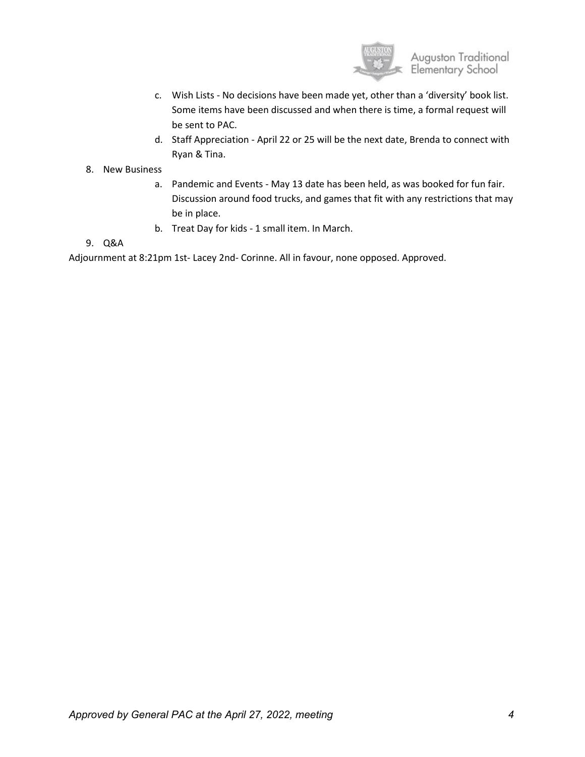c. Wish Lists - No decisions have been made yet, other than a 'diversity' book list. Some items have been discussed and when there is time, a formal request will be sent to PAC.

   d. Staff Appreciation - April 22 or 25 will be the next date, Brenda to connect with Ryan & Tina.

8. New Business

   a. Pandemic and Events - May 13 date has been held, as was booked for fun fair. Discussion around food trucks, and games that fit with any restrictions that may be in place.

   b. Treat Day for kids - 1 small item. In March.

9. Q&A

Adjournment at 8:21pm 1st- Lacey 2nd- Corinne. All in favour, none opposed. Approved.